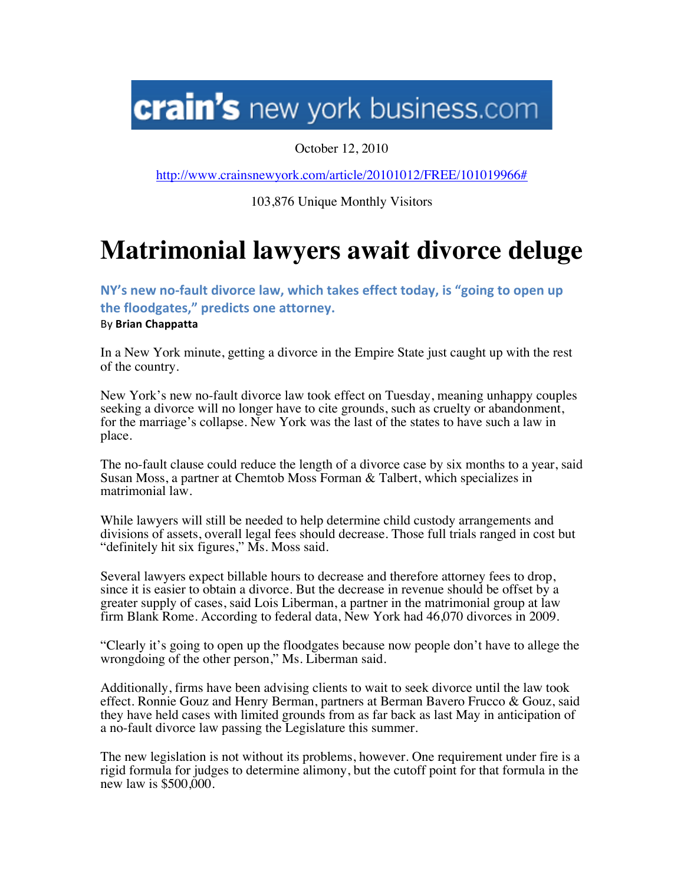crain's new york business.com

October 12, 2010

http://www.crainsnewyork.com/article/20101012/FREE/101019966#

103,876 Unique Monthly Visitors

# Matrimonial lawyers await divorce deluge

## NY's new no-fault divorce law, which takes effect today, is "going to open up the floodgates," predicts one attorney.

By **Brian Chappatta**

In a New York minute, getting a divorce in the Empire State just caught up with the rest of the country.

New York's new no-fault divorce law took effect on Tuesday, meaning unhappy couples seeking a divorce will no longer have to cite grounds, such as cruelty or abandonment, for the marriage's collapse. New York was the last of the states to have such a law in place.

The no-fault clause could reduce the length of a divorce case by six months to a year, said Susan Moss, a partner at Chemtob Moss Forman & Talbert, which specializes in matrimonial law.

While lawyers will still be needed to help determine child custody arrangements and divisions of assets, overall legal fees should decrease. Those full trials ranged in cost but "definitely hit six figures," Ms. Moss said.

Several lawyers expect billable hours to decrease and therefore attorney fees to drop, since it is easier to obtain a divorce. But the decrease in revenue should be offset by a greater supply of cases, said Lois Liberman, a partner in the matrimonial group at law firm Blank Rome. According to federal data, New York had 46,070 divorces in 2009.

"Clearly it's going to open up the floodgates because now people don't have to allege the wrongdoing of the other person," Ms. Liberman said.

Additionally, firms have been advising clients to wait to seek divorce until the law took effect. Ronnie Gouz and Henry Berman, partners at Berman Bavero Frucco & Gouz, said they have held cases with limited grounds from as far back as last May in anticipation of a no-fault divorce law passing the Legislature this summer.

The new legislation is not without its problems, however. One requirement under fire is a rigid formula for judges to determine alimony, but the cutoff point for that formula in the new law is $500,000.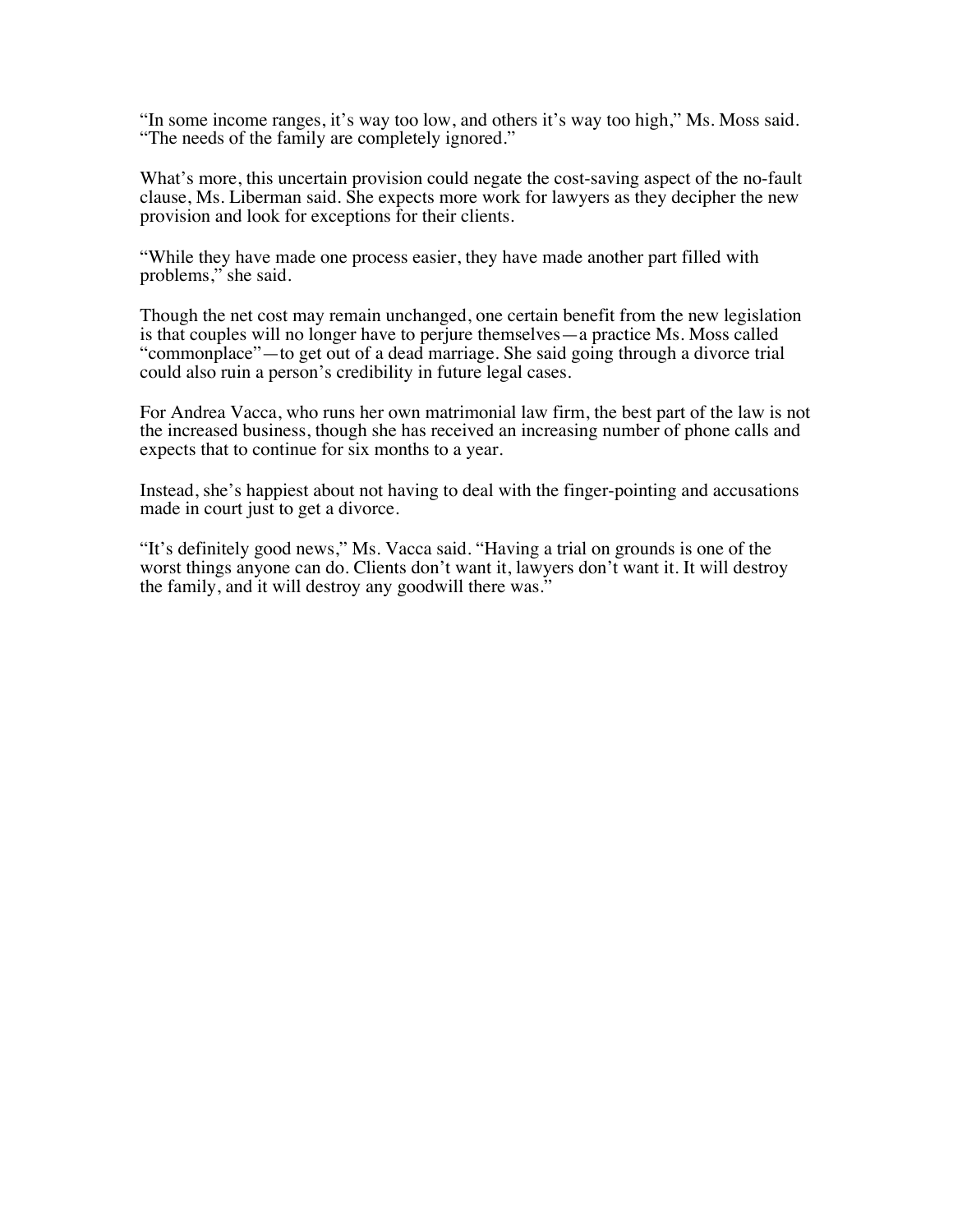"In some income ranges, it's way too low, and others it's way too high," Ms. Moss said. "The needs of the family are completely ignored."

What's more, this uncertain provision could negate the cost-saving aspect of the no-fault clause, Ms. Liberman said. She expects more work for lawyers as they decipher the new provision and look for exceptions for their clients.

"While they have made one process easier, they have made another part filled with problems," she said.

Though the net cost may remain unchanged, one certain benefit from the new legislation is that couples will no longer have to perjure themselves—a practice Ms. Moss called "commonplace"—to get out of a dead marriage. She said going through a divorce trial could also ruin a person's credibility in future legal cases.

For Andrea Vacca, who runs her own matrimonial law firm, the best part of the law is not the increased business, though she has received an increasing number of phone calls and expects that to continue for six months to a year.

Instead, she's happiest about not having to deal with the finger-pointing and accusations made in court just to get a divorce.

"It's definitely good news," Ms. Vacca said. "Having a trial on grounds is one of the worst things anyone can do. Clients don't want it, lawyers don't want it. It will destroy the family, and it will destroy any goodwill there was."